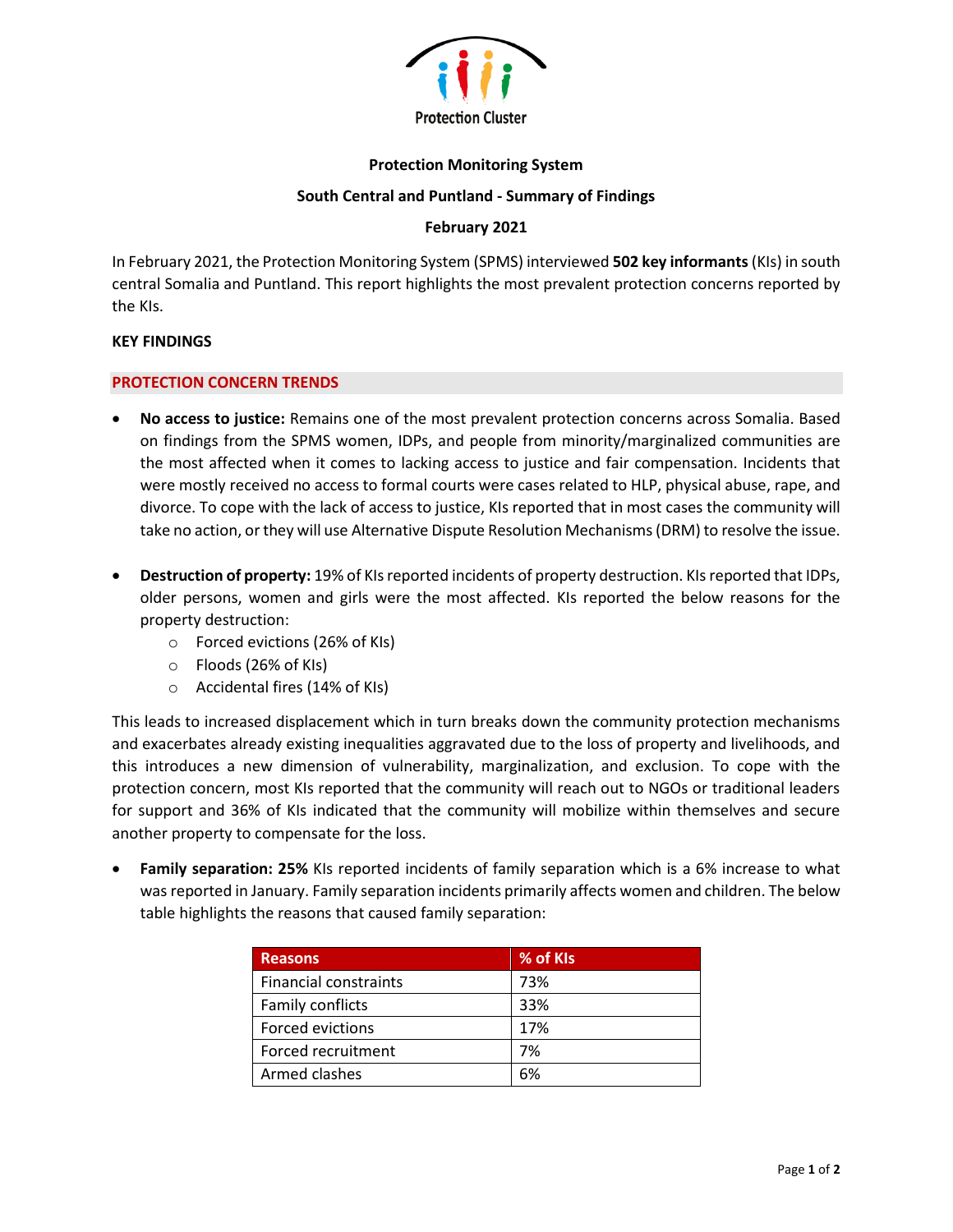Protection Cluster

**Protection Monitoring System**

**South Central and Puntland - Summary of Findings**

**February 2021**

In February 2021, the Protection Monitoring System (SPMS) interviewed **502 key informants** (KIs) in south central Somalia and Puntland. This report highlights the most prevalent protection concerns reported by the KIs.

## KEY FINDINGS

### PROTECTION CONCERN TRENDS

- **No access to justice:** Remains one of the most prevalent protection concerns across Somalia. Based on findings from the SPMS women, IDPs, and people from minority/marginalized communities are the most affected when it comes to lacking access to justice and fair compensation. Incidents that were mostly received no access to formal courts were cases related to HLP, physical abuse, rape, and divorce. To cope with the lack of access to justice, KIs reported that in most cases the community will take no action, or they will use Alternative Dispute Resolution Mechanisms (DRM) to resolve the issue.

- **Destruction of property:** 19% of KIs reported incidents of property destruction. KIs reported that IDPs, older persons, women and girls were the most affected. KIs reported the below reasons for the property destruction:
  - Forced evictions (26% of KIs)
  - Floods (26% of KIs)
  - Accidental fires (14% of KIs)

This leads to increased displacement which in turn breaks down the community protection mechanisms and exacerbates already existing inequalities aggravated due to the loss of property and livelihoods, and this introduces a new dimension of vulnerability, marginalization, and exclusion. To cope with the protection concern, most KIs reported that the community will reach out to NGOs or traditional leaders for support and 36% of KIs indicated that the community will mobilize within themselves and secure another property to compensate for the loss.

- **Family separation: 25%** KIs reported incidents of family separation which is a 6% increase to what was reported in January. Family separation incidents primarily affects women and children. The below table highlights the reasons that caused family separation:

| Reasons | % of KIs |
| --- | --- |
| Financial constraints | 73% |
| Family conflicts | 33% |
| Forced evictions | 17% |
| Forced recruitment | 7% |
| Armed clashes | 6% |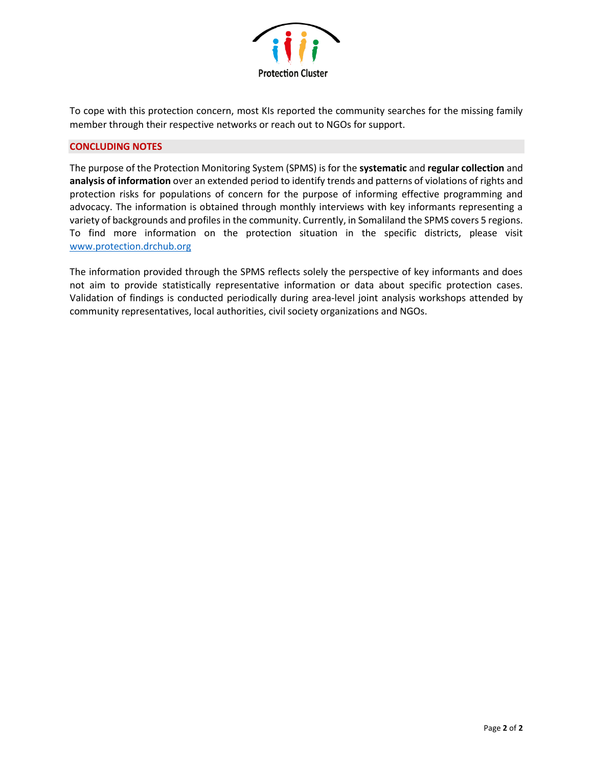To cope with this protection concern, most KIs reported the community searches for the missing family member through their respective networks or reach out to NGOs for support.

## CONCLUDING NOTES

The purpose of the Protection Monitoring System (SPMS) is for the **systematic** and **regular collection** and **analysis of information** over an extended period to identify trends and patterns of violations of rights and protection risks for populations of concern for the purpose of informing effective programming and advocacy. The information is obtained through monthly interviews with key informants representing a variety of backgrounds and profiles in the community. Currently, in Somaliland the SPMS covers 5 regions. To find more information on the protection situation in the specific districts, please visit [www.protection.drchub.org](http://www.protection.drchub.org)

The information provided through the SPMS reflects solely the perspective of key informants and does not aim to provide statistically representative information or data about specific protection cases. Validation of findings is conducted periodically during area-level joint analysis workshops attended by community representatives, local authorities, civil society organizations and NGOs.